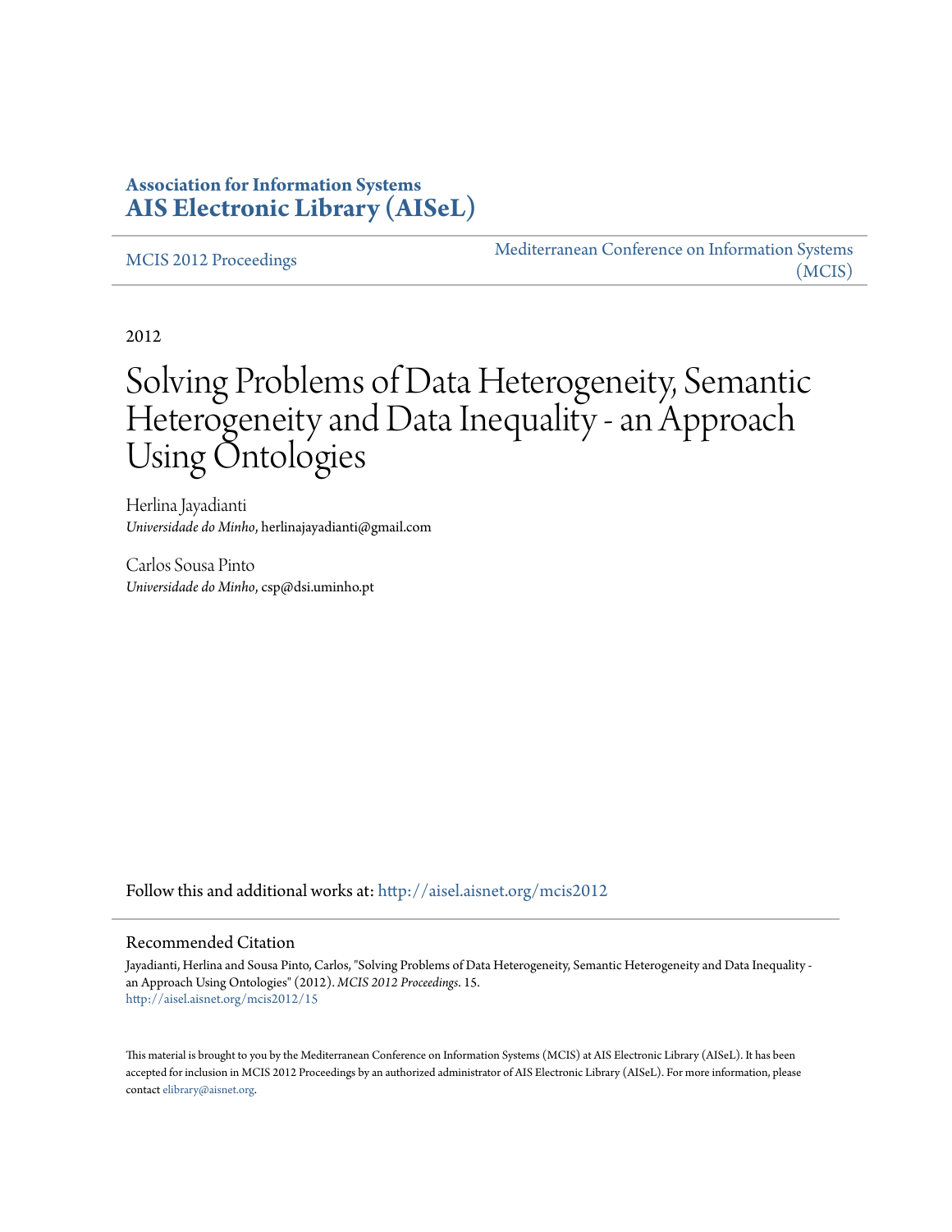**Association for Information Systems**
**AIS Electronic Library (AISeL)**

MCIS 2012 Proceedings

Mediterranean Conference on Information Systems (MCIS)

2012

# Solving Problems of Data Heterogeneity, Semantic Heterogeneity and Data Inequality - an Approach Using Ontologies

Herlina Jayadianti
*Universidade do Minho*, herlinajayadianti@gmail.com

Carlos Sousa Pinto
*Universidade do Minho*, csp@dsi.uminho.pt

Follow this and additional works at: http://aisel.aisnet.org/mcis2012

## Recommended Citation

Jayadianti, Herlina and Sousa Pinto, Carlos, "Solving Problems of Data Heterogeneity, Semantic Heterogeneity and Data Inequality - an Approach Using Ontologies" (2012). *MCIS 2012 Proceedings*. 15.
http://aisel.aisnet.org/mcis2012/15

This material is brought to you by the Mediterranean Conference on Information Systems (MCIS) at AIS Electronic Library (AISeL). It has been accepted for inclusion in MCIS 2012 Proceedings by an authorized administrator of AIS Electronic Library (AISeL). For more information, please contact elibrary@aisnet.org.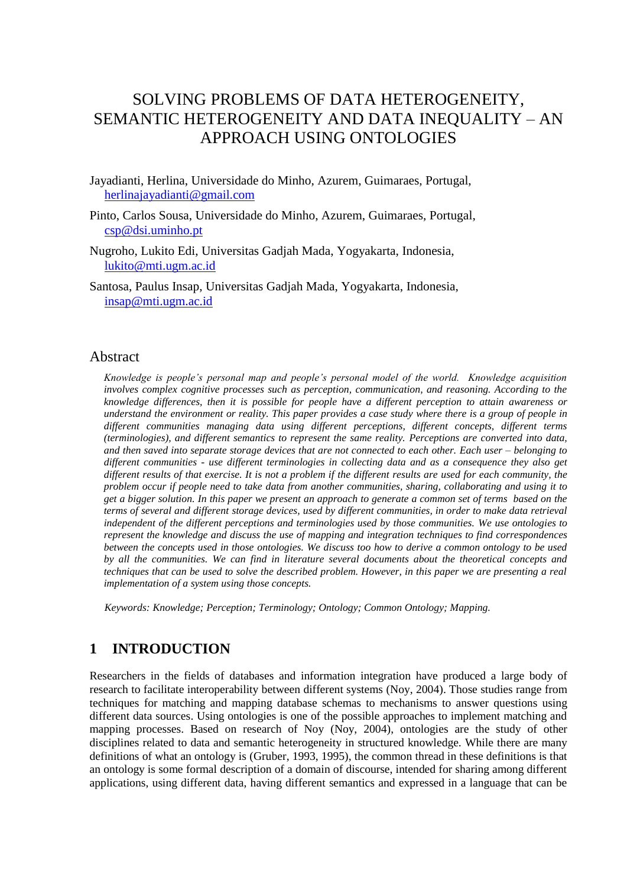// SOLVING PROBLEMS OF DATA HETEROGENEITY, SEMANTIC HETEROGENEITY AND DATA INEQUALITY – AN APPROACH USING ONTOLOGIES

Jayadianti, Herlina, Universidade do Minho, Azurem, Guimaraes, Portugal, herlinajayadianti@gmail.com

Pinto, Carlos Sousa, Universidade do Minho, Azurem, Guimaraes, Portugal, csp@dsi.uminho.pt

Nugroho, Lukito Edi, Universitas Gadjah Mada, Yogyakarta, Indonesia, lukito@mti.ugm.ac.id

Santosa, Paulus Insap, Universitas Gadjah Mada, Yogyakarta, Indonesia, insap@mti.ugm.ac.id

## Abstract

*Knowledge is people's personal map and people's personal model of the world. Knowledge acquisition involves complex cognitive processes such as perception, communication, and reasoning. According to the knowledge differences, then it is possible for people have a different perception to attain awareness or understand the environment or reality. This paper provides a case study where there is a group of people in different communities managing data using different perceptions, different concepts, different terms (terminologies), and different semantics to represent the same reality. Perceptions are converted into data, and then saved into separate storage devices that are not connected to each other. Each user – belonging to different communities - use different terminologies in collecting data and as a consequence they also get different results of that exercise. It is not a problem if the different results are used for each community, the problem occur if people need to take data from another communities, sharing, collaborating and using it to get a bigger solution. In this paper we present an approach to generate a common set of terms based on the terms of several and different storage devices, used by different communities, in order to make data retrieval independent of the different perceptions and terminologies used by those communities. We use ontologies to represent the knowledge and discuss the use of mapping and integration techniques to find correspondences between the concepts used in those ontologies. We discuss too how to derive a common ontology to be used by all the communities. We can find in literature several documents about the theoretical concepts and techniques that can be used to solve the described problem. However, in this paper we are presenting a real implementation of a system using those concepts.*

*Keywords: Knowledge; Perception; Terminology; Ontology; Common Ontology; Mapping.*

## 1 INTRODUCTION

Researchers in the fields of databases and information integration have produced a large body of research to facilitate interoperability between different systems (Noy, 2004). Those studies range from techniques for matching and mapping database schemas to mechanisms to answer questions using different data sources. Using ontologies is one of the possible approaches to implement matching and mapping processes. Based on research of Noy (Noy, 2004), ontologies are the study of other disciplines related to data and semantic heterogeneity in structured knowledge. While there are many definitions of what an ontology is (Gruber, 1993, 1995), the common thread in these definitions is that an ontology is some formal description of a domain of discourse, intended for sharing among different applications, using different data, having different semantics and expressed in a language that can be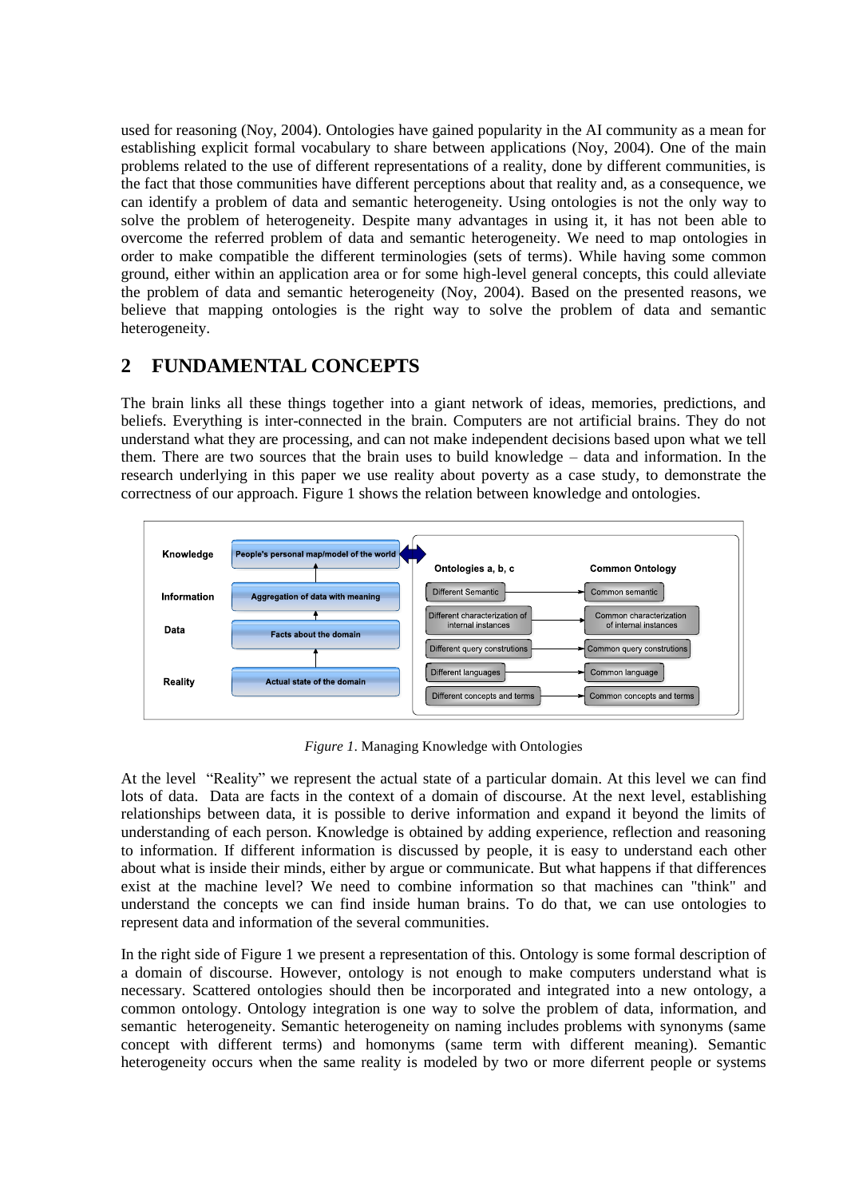used for reasoning (Noy, 2004). Ontologies have gained popularity in the AI community as a mean for establishing explicit formal vocabulary to share between applications (Noy, 2004). One of the main problems related to the use of different representations of a reality, done by different communities, is the fact that those communities have different perceptions about that reality and, as a consequence, we can identify a problem of data and semantic heterogeneity. Using ontologies is not the only way to solve the problem of heterogeneity. Despite many advantages in using it, it has not been able to overcome the referred problem of data and semantic heterogeneity. We need to map ontologies in order to make compatible the different terminologies (sets of terms). While having some common ground, either within an application area or for some high-level general concepts, this could alleviate the problem of data and semantic heterogeneity (Noy, 2004). Based on the presented reasons, we believe that mapping ontologies is the right way to solve the problem of data and semantic heterogeneity.

## 2 FUNDAMENTAL CONCEPTS

The brain links all these things together into a giant network of ideas, memories, predictions, and beliefs. Everything is inter-connected in the brain. Computers are not artificial brains. They do not understand what they are processing, and can not make independent decisions based upon what we tell them. There are two sources that the brain uses to build knowledge – data and information. In the research underlying in this paper we use reality about poverty as a case study, to demonstrate the correctness of our approach. Figure 1 shows the relation between knowledge and ontologies.

*Figure 1*. Managing Knowledge with Ontologies

At the level "Reality" we represent the actual state of a particular domain. At this level we can find lots of data. Data are facts in the context of a domain of discourse. At the next level, establishing relationships between data, it is possible to derive information and expand it beyond the limits of understanding of each person. Knowledge is obtained by adding experience, reflection and reasoning to information. If different information is discussed by people, it is easy to understand each other about what is inside their minds, either by argue or communicate. But what happens if that differences exist at the machine level? We need to combine information so that machines can "think" and understand the concepts we can find inside human brains. To do that, we can use ontologies to represent data and information of the several communities.

In the right side of Figure 1 we present a representation of this. Ontology is some formal description of a domain of discourse. However, ontology is not enough to make computers understand what is necessary. Scattered ontologies should then be incorporated and integrated into a new ontology, a common ontology. Ontology integration is one way to solve the problem of data, information, and semantic heterogeneity. Semantic heterogeneity on naming includes problems with synonyms (same concept with different terms) and homonyms (same term with different meaning). Semantic heterogeneity occurs when the same reality is modeled by two or more diferrent people or systems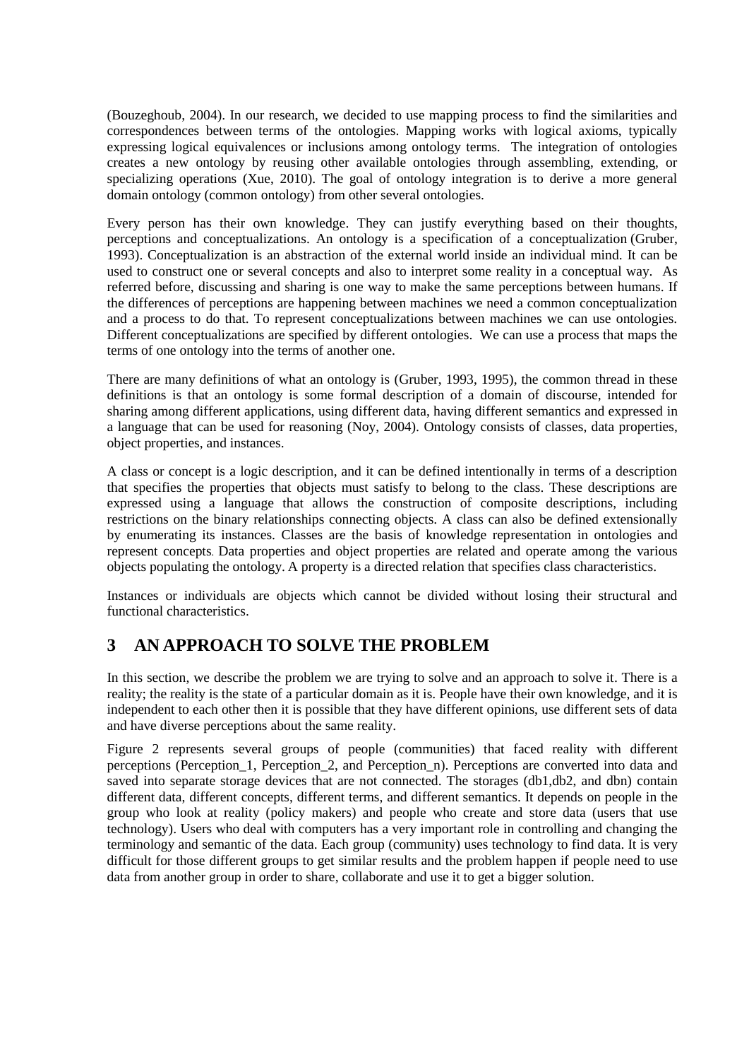(Bouzeghoub, 2004). In our research, we decided to use mapping process to find the similarities and correspondences between terms of the ontologies. Mapping works with logical axioms, typically expressing logical equivalences or inclusions among ontology terms. The integration of ontologies creates a new ontology by reusing other available ontologies through assembling, extending, or specializing operations (Xue, 2010). The goal of ontology integration is to derive a more general domain ontology (common ontology) from other several ontologies.

Every person has their own knowledge. They can justify everything based on their thoughts, perceptions and conceptualizations. An ontology is a specification of a conceptualization (Gruber, 1993). Conceptualization is an abstraction of the external world inside an individual mind. It can be used to construct one or several concepts and also to interpret some reality in a conceptual way. As referred before, discussing and sharing is one way to make the same perceptions between humans. If the differences of perceptions are happening between machines we need a common conceptualization and a process to do that. To represent conceptualizations between machines we can use ontologies. Different conceptualizations are specified by different ontologies. We can use a process that maps the terms of one ontology into the terms of another one.

There are many definitions of what an ontology is (Gruber, 1993, 1995), the common thread in these definitions is that an ontology is some formal description of a domain of discourse, intended for sharing among different applications, using different data, having different semantics and expressed in a language that can be used for reasoning (Noy, 2004). Ontology consists of classes, data properties, object properties, and instances.

A class or concept is a logic description, and it can be defined intentionally in terms of a description that specifies the properties that objects must satisfy to belong to the class. These descriptions are expressed using a language that allows the construction of composite descriptions, including restrictions on the binary relationships connecting objects. A class can also be defined extensionally by enumerating its instances. Classes are the basis of knowledge representation in ontologies and represent concepts. Data properties and object properties are related and operate among the various objects populating the ontology. A property is a directed relation that specifies class characteristics.

Instances or individuals are objects which cannot be divided without losing their structural and functional characteristics.

## 3 AN APPROACH TO SOLVE THE PROBLEM

In this section, we describe the problem we are trying to solve and an approach to solve it. There is a reality; the reality is the state of a particular domain as it is. People have their own knowledge, and it is independent to each other then it is possible that they have different opinions, use different sets of data and have diverse perceptions about the same reality.

Figure 2 represents several groups of people (communities) that faced reality with different perceptions (Perception_1, Perception_2, and Perception_n). Perceptions are converted into data and saved into separate storage devices that are not connected. The storages (db1,db2, and dbn) contain different data, different concepts, different terms, and different semantics. It depends on people in the group who look at reality (policy makers) and people who create and store data (users that use technology). Users who deal with computers has a very important role in controlling and changing the terminology and semantic of the data. Each group (community) uses technology to find data. It is very difficult for those different groups to get similar results and the problem happen if people need to use data from another group in order to share, collaborate and use it to get a bigger solution.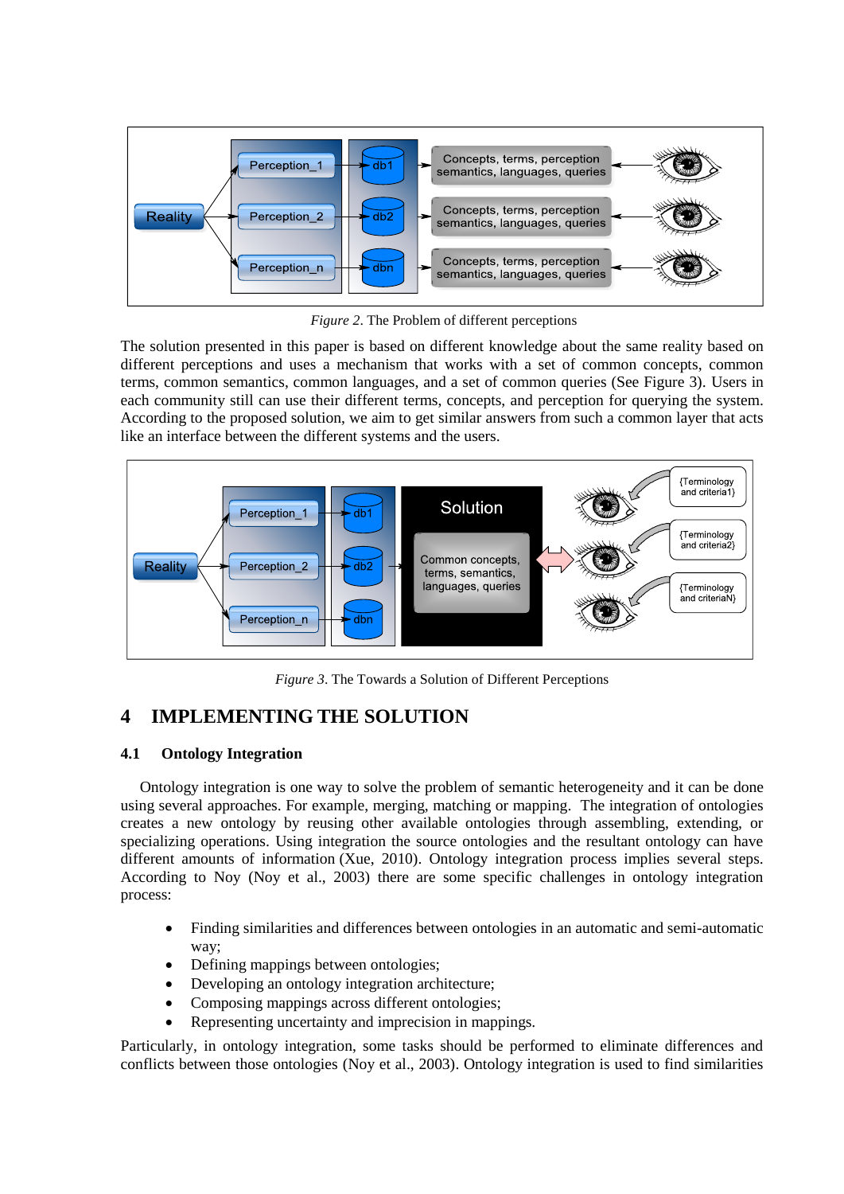*Figure 2*. The Problem of different perceptions

The solution presented in this paper is based on different knowledge about the same reality based on different perceptions and uses a mechanism that works with a set of common concepts, common terms, common semantics, common languages, and a set of common queries (See Figure 3). Users in each community still can use their different terms, concepts, and perception for querying the system. According to the proposed solution, we aim to get similar answers from such a common layer that acts like an interface between the different systems and the users.

*Figure 3*. The Towards a Solution of Different Perceptions

# 4 IMPLEMENTING THE SOLUTION

## 4.1 Ontology Integration

Ontology integration is one way to solve the problem of semantic heterogeneity and it can be done using several approaches. For example, merging, matching or mapping. The integration of ontologies creates a new ontology by reusing other available ontologies through assembling, extending, or specializing operations. Using integration the source ontologies and the resultant ontology can have different amounts of information (Xue, 2010). Ontology integration process implies several steps. According to Noy (Noy et al., 2003) there are some specific challenges in ontology integration process:

- Finding similarities and differences between ontologies in an automatic and semi-automatic way;
- Defining mappings between ontologies;
- Developing an ontology integration architecture;
- Composing mappings across different ontologies;
- Representing uncertainty and imprecision in mappings.

Particularly, in ontology integration, some tasks should be performed to eliminate differences and conflicts between those ontologies (Noy et al., 2003). Ontology integration is used to find similarities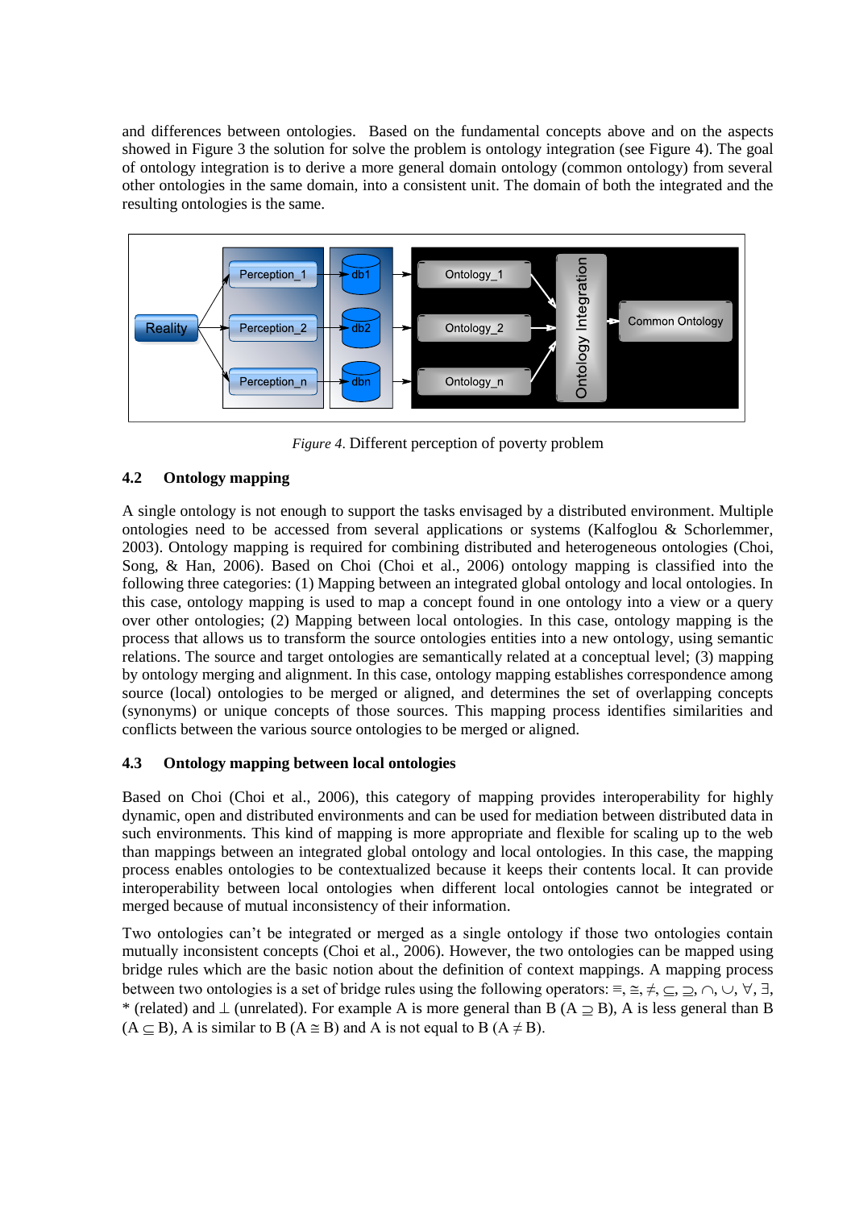and differences between ontologies. Based on the fundamental concepts above and on the aspects showed in Figure 3 the solution for solve the problem is ontology integration (see Figure 4). The goal of ontology integration is to derive a more general domain ontology (common ontology) from several other ontologies in the same domain, into a consistent unit. The domain of both the integrated and the resulting ontologies is the same.

*Figure 4*. Different perception of poverty problem

### 4.2 Ontology mapping

A single ontology is not enough to support the tasks envisaged by a distributed environment. Multiple ontologies need to be accessed from several applications or systems (Kalfoglou & Schorlemmer, 2003). Ontology mapping is required for combining distributed and heterogeneous ontologies (Choi, Song, & Han, 2006). Based on Choi (Choi et al., 2006) ontology mapping is classified into the following three categories: (1) Mapping between an integrated global ontology and local ontologies. In this case, ontology mapping is used to map a concept found in one ontology into a view or a query over other ontologies; (2) Mapping between local ontologies. In this case, ontology mapping is the process that allows us to transform the source ontologies entities into a new ontology, using semantic relations. The source and target ontologies are semantically related at a conceptual level; (3) mapping by ontology merging and alignment. In this case, ontology mapping establishes correspondence among source (local) ontologies to be merged or aligned, and determines the set of overlapping concepts (synonyms) or unique concepts of those sources. This mapping process identifies similarities and conflicts between the various source ontologies to be merged or aligned.

### 4.3 Ontology mapping between local ontologies

Based on Choi (Choi et al., 2006), this category of mapping provides interoperability for highly dynamic, open and distributed environments and can be used for mediation between distributed data in such environments. This kind of mapping is more appropriate and flexible for scaling up to the web than mappings between an integrated global ontology and local ontologies. In this case, the mapping process enables ontologies to be contextualized because it keeps their contents local. It can provide interoperability between local ontologies when different local ontologies cannot be integrated or merged because of mutual inconsistency of their information.

Two ontologies can't be integrated or merged as a single ontology if those two ontologies contain mutually inconsistent concepts (Choi et al., 2006). However, the two ontologies can be mapped using bridge rules which are the basic notion about the definition of context mappings. A mapping process between two ontologies is a set of bridge rules using the following operators: $\equiv$, $\cong$, $\neq$, $\subseteq$, $\supseteq$, $\cap$, $\cup$, $\forall$, $\exists$, * (related) and $\perp$ (unrelated). For example A is more general than B ($A \supseteq B$), A is less general than B ($A \subseteq B$), A is similar to B ($A \cong B$) and A is not equal to B ($A \neq B$).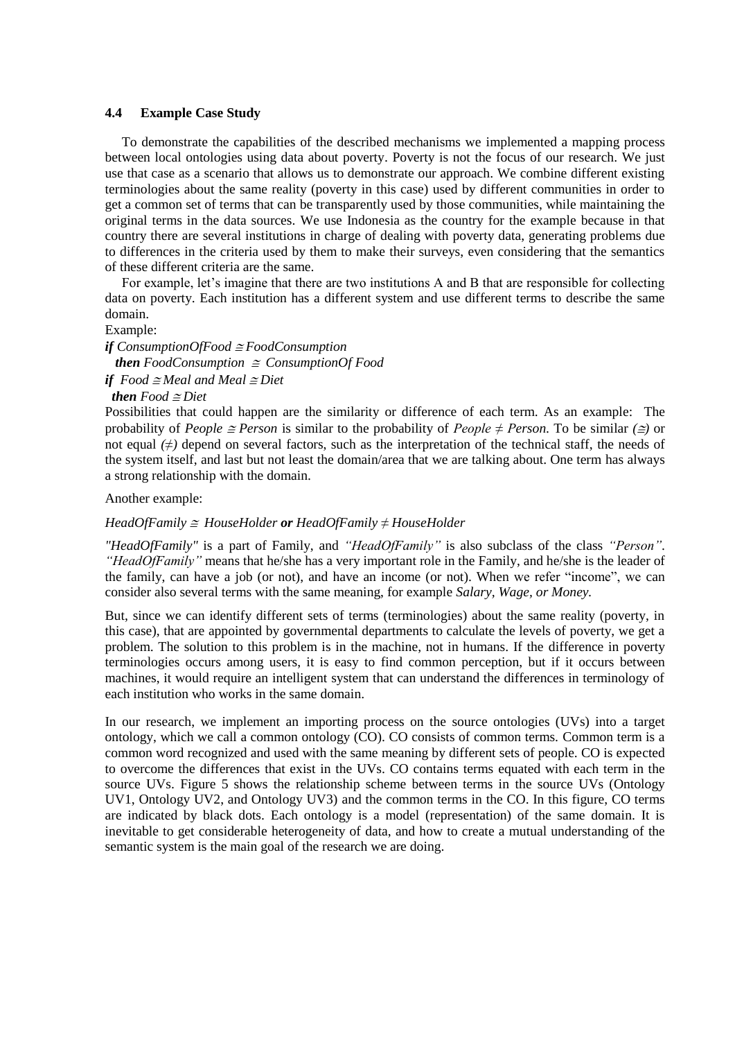### 4.4 Example Case Study

To demonstrate the capabilities of the described mechanisms we implemented a mapping process between local ontologies using data about poverty. Poverty is not the focus of our research. We just use that case as a scenario that allows us to demonstrate our approach. We combine different existing terminologies about the same reality (poverty in this case) used by different communities in order to get a common set of terms that can be transparently used by those communities, while maintaining the original terms in the data sources. We use Indonesia as the country for the example because in that country there are several institutions in charge of dealing with poverty data, generating problems due to differences in the criteria used by them to make their surveys, even considering that the semantics of these different criteria are the same.

For example, let's imagine that there are two institutions A and B that are responsible for collecting data on poverty. Each institution has a different system and use different terms to describe the same domain.

Example:

***if*** *ConsumptionOfFood* $\cong$ *FoodConsumption*

***then*** *FoodConsumption* $\cong$ *ConsumptionOf Food*

***if*** *Food* $\cong$ *Meal and Meal* $\cong$ *Diet*

***then*** *Food* $\cong$ *Diet*

Possibilities that could happen are the similarity or difference of each term. As an example: The probability of *People* $\cong$ *Person* is similar to the probability of *People* $\neq$ *Person*. To be similar *(*$\cong$*)* or not equal *(*$\neq$*)* depend on several factors, such as the interpretation of the technical staff, the needs of the system itself, and last but not least the domain/area that we are talking about. One term has always a strong relationship with the domain.

Another example:

*HeadOfFamily* $\cong$ *HouseHolder* ***or*** *HeadOfFamily* $\neq$ *HouseHolder*

*"HeadOfFamily"* is a part of Family, and *"HeadOfFamily"* is also subclass of the class *"Person"*. *"HeadOfFamily"* means that he/she has a very important role in the Family, and he/she is the leader of the family, can have a job (or not), and have an income (or not). When we refer "income", we can consider also several terms with the same meaning, for example *Salary, Wage, or Money.*

But, since we can identify different sets of terms (terminologies) about the same reality (poverty, in this case), that are appointed by governmental departments to calculate the levels of poverty, we get a problem. The solution to this problem is in the machine, not in humans. If the difference in poverty terminologies occurs among users, it is easy to find common perception, but if it occurs between machines, it would require an intelligent system that can understand the differences in terminology of each institution who works in the same domain.

In our research, we implement an importing process on the source ontologies (UVs) into a target ontology, which we call a common ontology (CO). CO consists of common terms. Common term is a common word recognized and used with the same meaning by different sets of people. CO is expected to overcome the differences that exist in the UVs. CO contains terms equated with each term in the source UVs. Figure 5 shows the relationship scheme between terms in the source UVs (Ontology UV1, Ontology UV2, and Ontology UV3) and the common terms in the CO. In this figure, CO terms are indicated by black dots. Each ontology is a model (representation) of the same domain. It is inevitable to get considerable heterogeneity of data, and how to create a mutual understanding of the semantic system is the main goal of the research we are doing.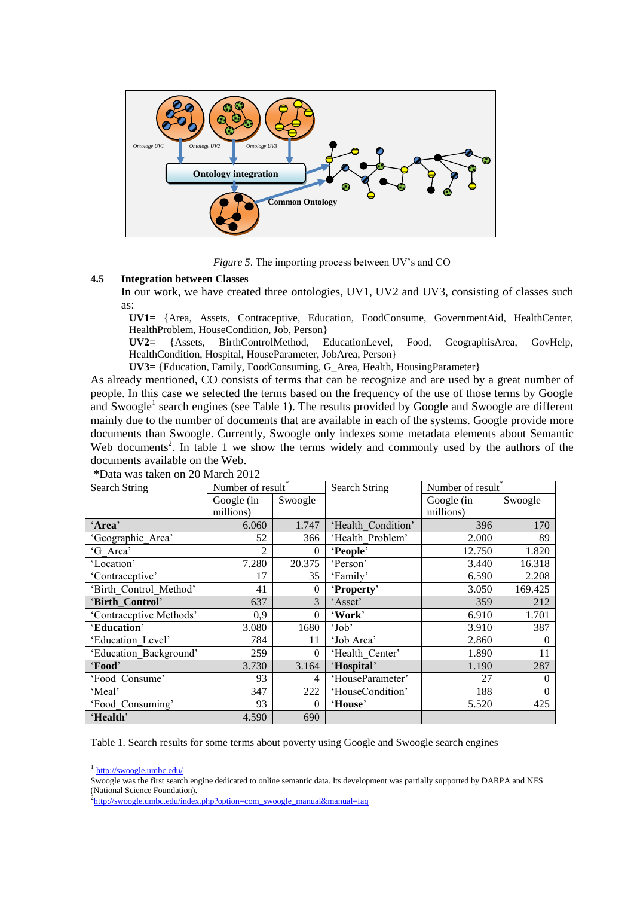*Figure 5*. The importing process between UV's and CO

### 4.5 Integration between Classes

In our work, we have created three ontologies, UV1, UV2 and UV3, consisting of classes such as:

**UV1=** {Area, Assets, Contraceptive, Education, FoodConsume, GovernmentAid, HealthCenter, HealthProblem, HouseCondition, Job, Person}

**UV2=** {Assets, BirthControlMethod, EducationLevel, Food, GeographisArea, GovHelp, HealthCondition, Hospital, HouseParameter, JobArea, Person}

**UV3=** {Education, Family, FoodConsuming, G_Area, Health, HousingParameter}

As already mentioned, CO consists of terms that can be recognize and are used by a great number of people. In this case we selected the terms based on the frequency of the use of those terms by Google and Swoogle[1] search engines (see Table 1). The results provided by Google and Swoogle are different mainly due to the number of documents that are available in each of the systems. Google provide more documents than Swoogle. Currently, Swoogle only indexes some metadata elements about Semantic Web documents[2]. In table 1 we show the terms widely and commonly used by the authors of the documents available on the Web.

*Data was taken on 20 March 2012

| Search String | Number of result* | | Search String | Number of result* | |
|---|---|---|---|---|---|
| | Google (in millions) | Swoogle | | Google (in millions) | Swoogle |
| '**Area**' | 6.060 | 1.747 | 'Health_Condition' | 396 | 170 |
| 'Geographic_Area' | 52 | 366 | 'Health_Problem' | 2.000 | 89 |
| 'G_Area' | 2 | 0 | '**People**' | 12.750 | 1.820 |
| 'Location' | 7.280 | 20.375 | 'Person' | 3.440 | 16.318 |
| 'Contraceptive' | 17 | 35 | 'Family' | 6.590 | 2.208 |
| 'Birth_Control_Method' | 41 | 0 | '**Property**' | 3.050 | 169.425 |
| '**Birth_Control**' | 637 | 3 | 'Asset' | 359 | 212 |
| 'Contraceptive Methods' | 0,9 | 0 | '**Work**' | 6.910 | 1.701 |
| '**Education**' | 3.080 | 1680 | 'Job' | 3.910 | 387 |
| 'Education_Level' | 784 | 11 | 'Job Area' | 2.860 | 0 |
| 'Education_Background' | 259 | 0 | 'Health_Center' | 1.890 | 11 |
| '**Food**' | 3.730 | 3.164 | '**Hospital**' | 1.190 | 287 |
| 'Food_Consume' | 93 | 4 | 'HouseParameter' | 27 | 0 |
| 'Meal' | 347 | 222 | 'HouseCondition' | 188 | 0 |
| 'Food_Consuming' | 93 | 0 | '**House**' | 5.520 | 425 |
| '**Health**' | 4.590 | 690 | | | |

Table 1. Search results for some terms about poverty using Google and Swoogle search engines

---

[1] http://swoogle.umbc.edu/

Swoogle was the first search engine dedicated to online semantic data. Its development was partially supported by DARPA and NFS (National Science Foundation).

[2] http://swoogle.umbc.edu/index.php?option=com_swoogle_manual&manual=faq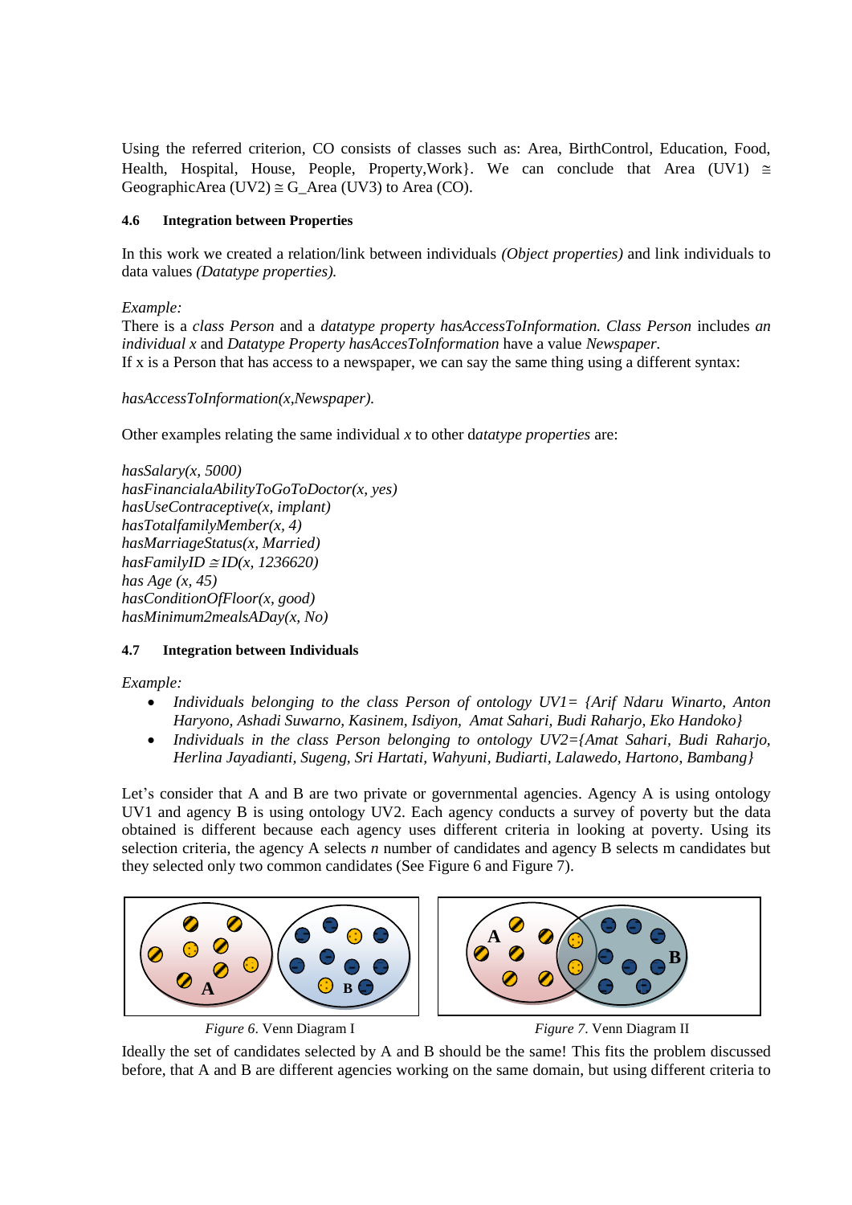Using the referred criterion, CO consists of classes such as: Area, BirthControl, Education, Food, Health, Hospital, House, People, Property,Work}. We can conclude that Area (UV1) ≅ GeographicArea (UV2) ≅ G_Area (UV3) to Area (CO).

#### 4.6 Integration between Properties

In this work we created a relation/link between individuals *(Object properties)* and link individuals to data values *(Datatype properties).*

*Example:*
There is a *class Person* and a *datatype property hasAccessToInformation. Class Person* includes *an individual x* and *Datatype Property hasAccesToInformation* have a value *Newspaper.*
If x is a Person that has access to a newspaper, we can say the same thing using a different syntax:

*hasAccessToInformation(x,Newspaper).*

Other examples relating the same individual *x* to other d*atatype properties* are:

*hasSalary(x, 5000)*
*hasFinancialaAbilityToGoToDoctor(x, yes)*
*hasUseContraceptive(x, implant)*
*hasTotalfamilyMember(x, 4)*
*hasMarriageStatus(x, Married)*
*hasFamilyID ≅ ID(x, 1236620)*
*has Age (x, 45)*
*hasConditionOfFloor(x, good)*
*hasMinimum2mealsADay(x, No)*

#### 4.7 Integration between Individuals

*Example:*

- *Individuals belonging to the class Person of ontology UV1= {Arif Ndaru Winarto, Anton Haryono, Ashadi Suwarno, Kasinem, Isdiyon, Amat Sahari, Budi Raharjo, Eko Handoko}*
- *Individuals in the class Person belonging to ontology UV2={Amat Sahari, Budi Raharjo, Herlina Jayadianti, Sugeng, Sri Hartati, Wahyuni, Budiarti, Lalawedo, Hartono, Bambang}*

Let's consider that A and B are two private or governmental agencies. Agency A is using ontology UV1 and agency B is using ontology UV2. Each agency conducts a survey of poverty but the data obtained is different because each agency uses different criteria in looking at poverty. Using its selection criteria, the agency A selects *n* number of candidates and agency B selects m candidates but they selected only two common candidates (See Figure 6 and Figure 7).

*Figure 6*. Venn Diagram I

*Figure 7*. Venn Diagram II

Ideally the set of candidates selected by A and B should be the same! This fits the problem discussed before, that A and B are different agencies working on the same domain, but using different criteria to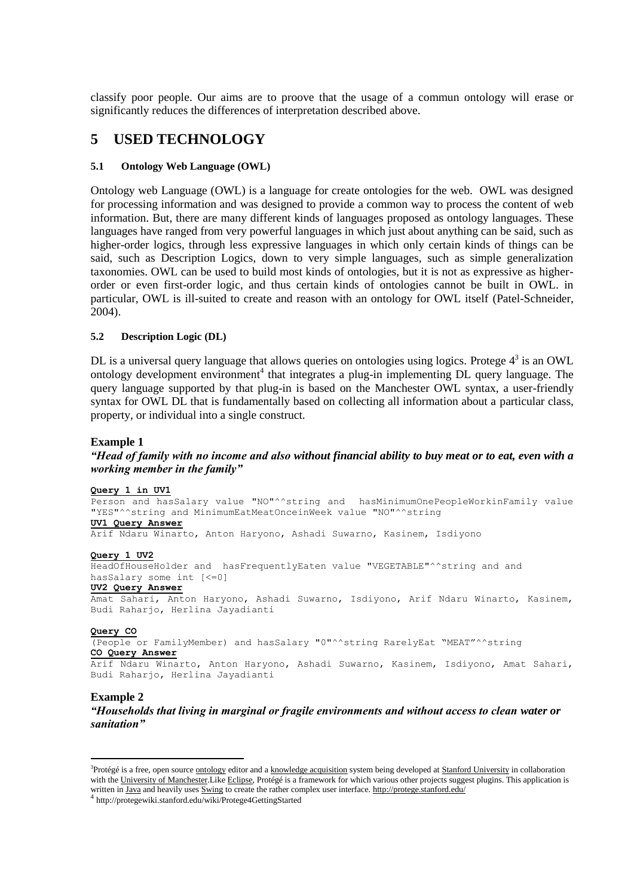classify poor people. Our aims are to proove that the usage of a commun ontology will erase or significantly reduces the differences of interpretation described above.

# 5 USED TECHNOLOGY

### 5.1 Ontology Web Language (OWL)

Ontology web Language (OWL) is a language for create ontologies for the web. OWL was designed for processing information and was designed to provide a common way to process the content of web information. But, there are many different kinds of languages proposed as ontology languages. These languages have ranged from very powerful languages in which just about anything can be said, such as higher-order logics, through less expressive languages in which only certain kinds of things can be said, such as Description Logics, down to very simple languages, such as simple generalization taxonomies. OWL can be used to build most kinds of ontologies, but it is not as expressive as higher-order or even first-order logic, and thus certain kinds of ontologies cannot be built in OWL. in particular, OWL is ill-suited to create and reason with an ontology for OWL itself (Patel-Schneider, 2004).

### 5.2 Description Logic (DL)

DL is a universal query language that allows queries on ontologies using logics. Protege 4[3] is an OWL ontology development environment[4] that integrates a plug-in implementing DL query language. The query language supported by that plug-in is based on the Manchester OWL syntax, a user-friendly syntax for OWL DL that is fundamentally based on collecting all information about a particular class, property, or individual into a single construct.

**Example 1**

***"Head of family with no income and also without financial ability to buy meat or to eat, even with a working member in the family"***

**Query 1 in UV1**

```
Person and hasSalary value "NO"^^string and  hasMinimumOnePeopleWorkinFamily value
"YES"^^string and MinimumEatMeatOnceinWeek value "NO"^^string
```

**UV1 Query Answer**

```
Arif Ndaru Winarto, Anton Haryono, Ashadi Suwarno, Kasinem, Isdiyono
```

**Query 1 UV2**

```
HeadOfHouseHolder and  hasFrequentlyEaten value "VEGETABLE"^^string and and
hasSalary some int [<=0]
```

**UV2 Query Answer**

```
Amat Sahari, Anton Haryono, Ashadi Suwarno, Isdiyono, Arif Ndaru Winarto, Kasinem,
Budi Raharjo, Herlina Jayadianti
```

**Query CO**

```
(People or FamilyMember) and hasSalary "0"^^string RarelyEat "MEAT"^^string
```

**CO Query Answer**

```
Arif Ndaru Winarto, Anton Haryono, Ashadi Suwarno, Kasinem, Isdiyono, Amat Sahari,
Budi Raharjo, Herlina Jayadianti
```

**Example 2**

***"Households that living in marginal or fragile environments and without access to clean water or sanitation"***

---

[3] Protégé is a free, open source ontology editor and a knowledge acquisition system being developed at Stanford University in collaboration with the University of Manchester.Like Eclipse, Protégé is a framework for which various other projects suggest plugins. This application is written in Java and heavily uses Swing to create the rather complex user interface. http://protege.stanford.edu/

[4] http://protegewiki.stanford.edu/wiki/Protege4GettingStarted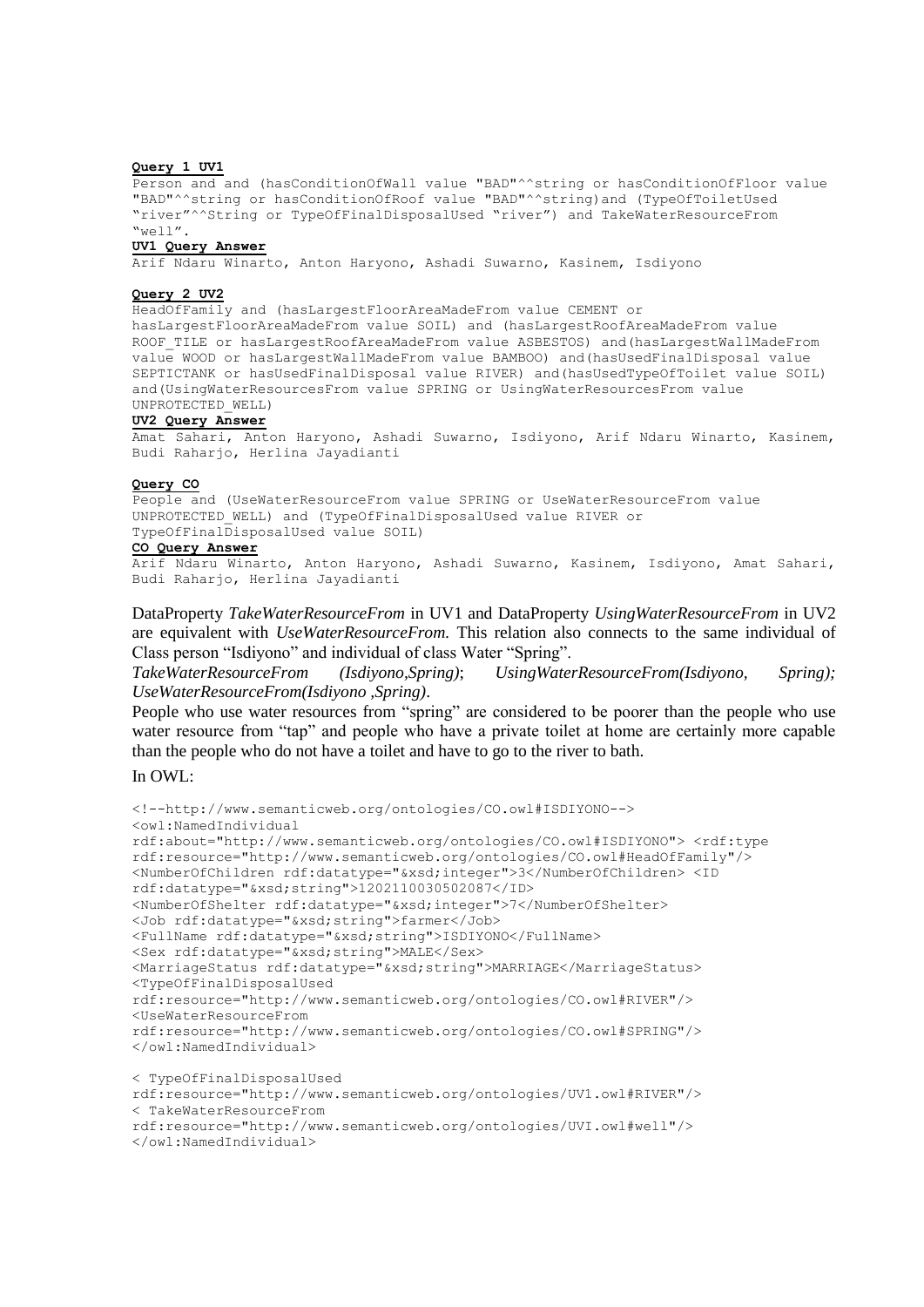**Query 1 UV1**

```
Person and and (hasConditionOfWall value "BAD"^^string or hasConditionOfFloor value
"BAD"^^string or hasConditionOfRoof value "BAD"^^string)and (TypeOfToiletUsed
"river"^^String or TypeOfFinalDisposalUsed "river") and TakeWaterResourceFrom
"well".
```

**UV1 Query Answer**

```
Arif Ndaru Winarto, Anton Haryono, Ashadi Suwarno, Kasinem, Isdiyono
```

**Query 2 UV2**

```
HeadOfFamily and (hasLargestFloorAreaMadeFrom value CEMENT or
hasLargestFloorAreaMadeFrom value SOIL) and (hasLargestRoofAreaMadeFrom value
ROOF_TILE or hasLargestRoofAreaMadeFrom value ASBESTOS) and(hasLargestWallMadeFrom
value WOOD or hasLargestWallMadeFrom value BAMBOO) and(hasUsedFinalDisposal value
SEPTICTANK or hasUsedFinalDisposal value RIVER) and(hasUsedTypeOfToilet value SOIL)
and(UsingWaterResourcesFrom value SPRING or UsingWaterResourcesFrom value
UNPROTECTED_WELL)
```

**UV2 Query Answer**

```
Amat Sahari, Anton Haryono, Ashadi Suwarno, Isdiyono, Arif Ndaru Winarto, Kasinem,
Budi Raharjo, Herlina Jayadianti
```

**Query CO**

```
People and (UseWaterResourceFrom value SPRING or UseWaterResourceFrom value
UNPROTECTED_WELL) and (TypeOfFinalDisposalUsed value RIVER or
TypeOfFinalDisposalUsed value SOIL)
```

**CO Query Answer**

```
Arif Ndaru Winarto, Anton Haryono, Ashadi Suwarno, Kasinem, Isdiyono, Amat Sahari,
Budi Raharjo, Herlina Jayadianti
```

DataProperty *TakeWaterResourceFrom* in UV1 and DataProperty *UsingWaterResourceFrom* in UV2 are equivalent with *UseWaterResourceFrom.* This relation also connects to the same individual of Class person "Isdiyono" and individual of class Water "Spring".
*TakeWaterResourceFrom (Isdiyono,Spring)*; *UsingWaterResourceFrom(Isdiyono, Spring); UseWaterResourceFrom(Isdiyono ,Spring)*.
People who use water resources from "spring" are considered to be poorer than the people who use water resource from "tap" and people who have a private toilet at home are certainly more capable than the people who do not have a toilet and have to go to the river to bath.

In OWL:

```
<!--http://www.semanticweb.org/ontologies/CO.owl#ISDIYONO-->
<owl:NamedIndividual
rdf:about="http://www.semanticweb.org/ontologies/CO.owl#ISDIYONO"> <rdf:type
rdf:resource="http://www.semanticweb.org/ontologies/CO.owl#HeadOfFamily"/>
<NumberOfChildren rdf:datatype="&xsd;integer">3</NumberOfChildren> <ID
rdf:datatype="&xsd;string">1202110030502087</ID>
<NumberOfShelter rdf:datatype="&xsd;integer">7</NumberOfShelter>
<Job rdf:datatype="&xsd;string">farmer</Job>
<FullName rdf:datatype="&xsd;string">ISDIYONO</FullName>
<Sex rdf:datatype="&xsd;string">MALE</Sex>
<MarriageStatus rdf:datatype="&xsd;string">MARRIAGE</MarriageStatus>
<TypeOfFinalDisposalUsed
rdf:resource="http://www.semanticweb.org/ontologies/CO.owl#RIVER"/>
<UseWaterResourceFrom
rdf:resource="http://www.semanticweb.org/ontologies/CO.owl#SPRING"/>
</owl:NamedIndividual>

< TypeOfFinalDisposalUsed
rdf:resource="http://www.semanticweb.org/ontologies/UV1.owl#RIVER"/>
< TakeWaterResourceFrom
rdf:resource="http://www.semanticweb.org/ontologies/UVI.owl#well"/>
</owl:NamedIndividual>
```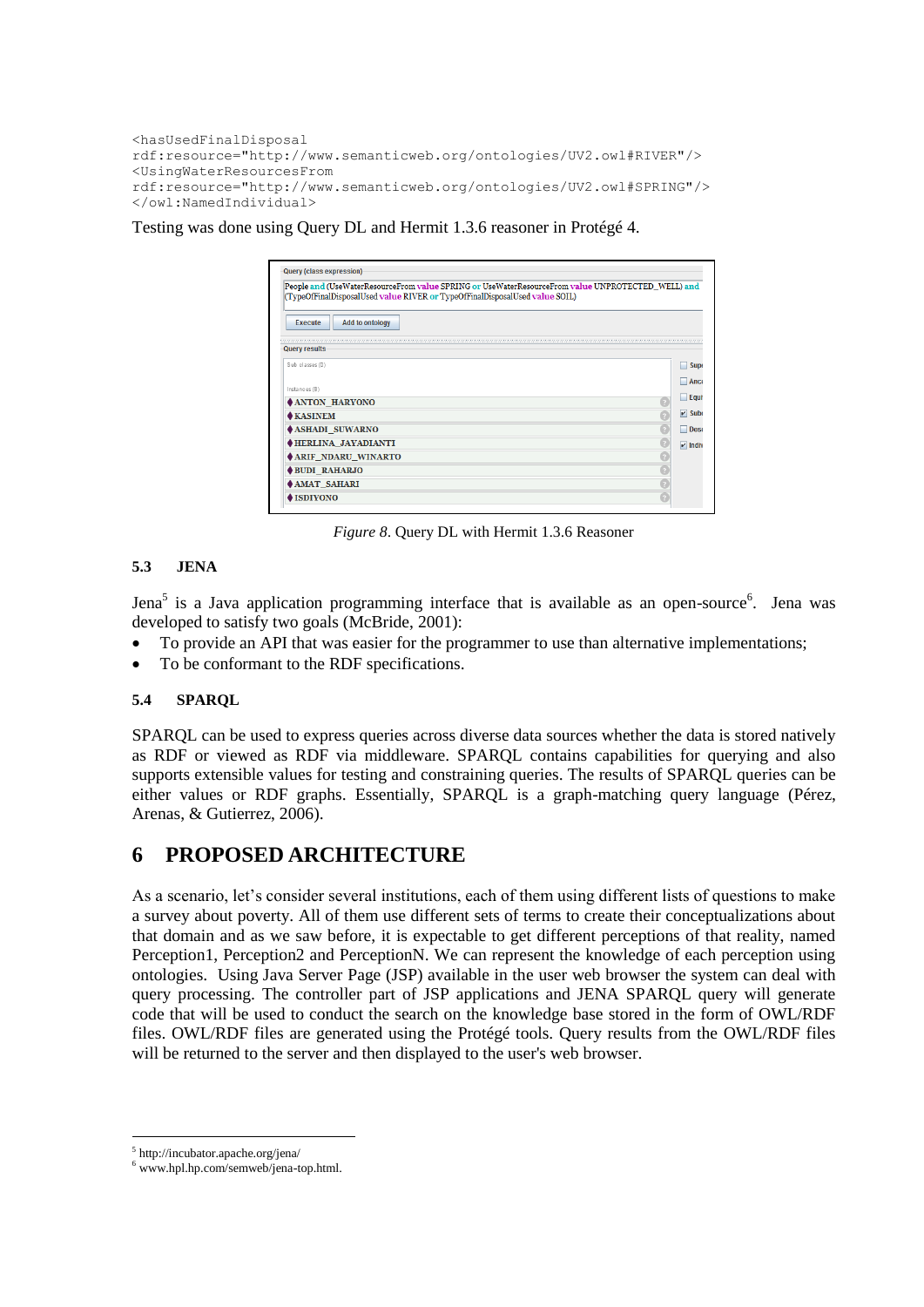```
<hasUsedFinalDisposal
rdf:resource="http://www.semanticweb.org/ontologies/UV2.owl#RIVER"/>
<UsingWaterResourcesFrom
rdf:resource="http://www.semanticweb.org/ontologies/UV2.owl#SPRING"/>
</owl:NamedIndividual>
```

Testing was done using Query DL and Hermit 1.3.6 reasoner in Protégé 4.

*Figure 8*. Query DL with Hermit 1.3.6 Reasoner

### 5.3 JENA

Jena[5] is a Java application programming interface that is available as an open-source[6]. Jena was developed to satisfy two goals (McBride, 2001):

- To provide an API that was easier for the programmer to use than alternative implementations;
- To be conformant to the RDF specifications.

### 5.4 SPARQL

SPARQL can be used to express queries across diverse data sources whether the data is stored natively as RDF or viewed as RDF via middleware. SPARQL contains capabilities for querying and also supports extensible values for testing and constraining queries. The results of SPARQL queries can be either values or RDF graphs. Essentially, SPARQL is a graph-matching query language (Pérez, Arenas, & Gutierrez, 2006).

## 6 PROPOSED ARCHITECTURE

As a scenario, let's consider several institutions, each of them using different lists of questions to make a survey about poverty. All of them use different sets of terms to create their conceptualizations about that domain and as we saw before, it is expectable to get different perceptions of that reality, named Perception1, Perception2 and PerceptionN. We can represent the knowledge of each perception using ontologies. Using Java Server Page (JSP) available in the user web browser the system can deal with query processing. The controller part of JSP applications and JENA SPARQL query will generate code that will be used to conduct the search on the knowledge base stored in the form of OWL/RDF files. OWL/RDF files are generated using the Protégé tools. Query results from the OWL/RDF files will be returned to the server and then displayed to the user's web browser.

---

[5] http://incubator.apache.org/jena/

[6] www.hpl.hp.com/semweb/jena-top.html.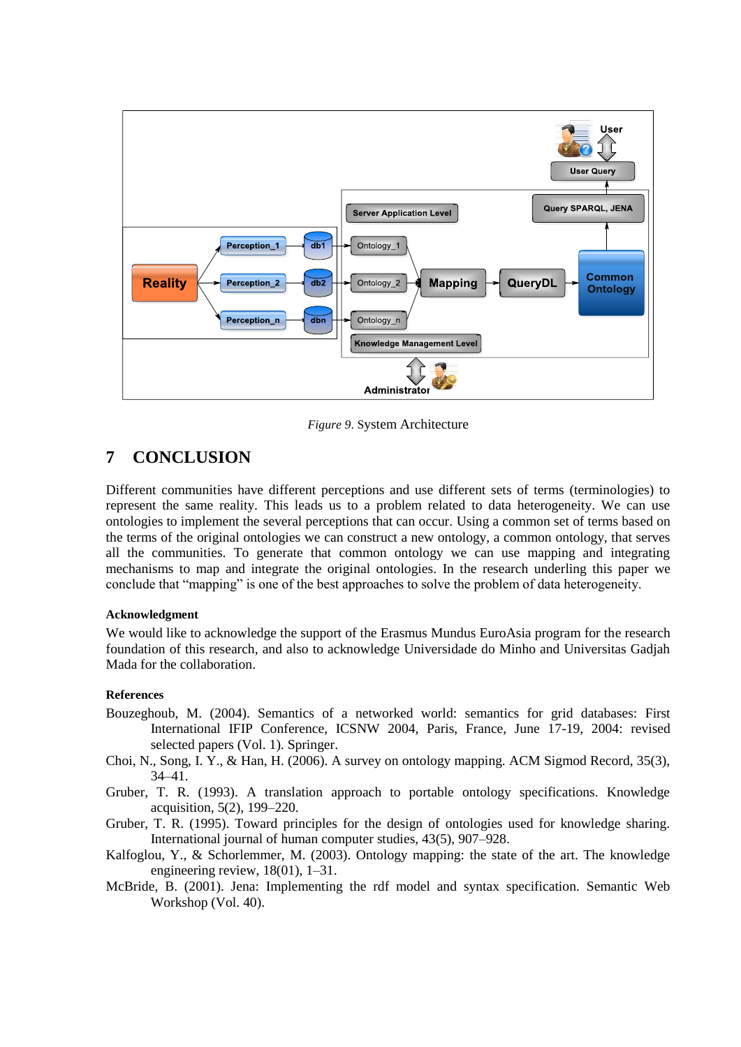*Figure 9*. System Architecture

## 7 CONCLUSION

Different communities have different perceptions and use different sets of terms (terminologies) to represent the same reality. This leads us to a problem related to data heterogeneity. We can use ontologies to implement the several perceptions that can occur. Using a common set of terms based on the terms of the original ontologies we can construct a new ontology, a common ontology, that serves all the communities. To generate that common ontology we can use mapping and integrating mechanisms to map and integrate the original ontologies. In the research underling this paper we conclude that "mapping" is one of the best approaches to solve the problem of data heterogeneity.

### Acknowledgment

We would like to acknowledge the support of the Erasmus Mundus EuroAsia program for the research foundation of this research, and also to acknowledge Universidade do Minho and Universitas Gadjah Mada for the collaboration.

### References

Bouzeghoub, M. (2004). Semantics of a networked world: semantics for grid databases: First International IFIP Conference, ICSNW 2004, Paris, France, June 17-19, 2004: revised selected papers (Vol. 1). Springer.

Choi, N., Song, I. Y., & Han, H. (2006). A survey on ontology mapping. ACM Sigmod Record, 35(3), 34–41.

Gruber, T. R. (1993). A translation approach to portable ontology specifications. Knowledge acquisition, 5(2), 199–220.

Gruber, T. R. (1995). Toward principles for the design of ontologies used for knowledge sharing. International journal of human computer studies, 43(5), 907–928.

Kalfoglou, Y., & Schorlemmer, M. (2003). Ontology mapping: the state of the art. The knowledge engineering review, 18(01), 1–31.

McBride, B. (2001). Jena: Implementing the rdf model and syntax specification. Semantic Web Workshop (Vol. 40).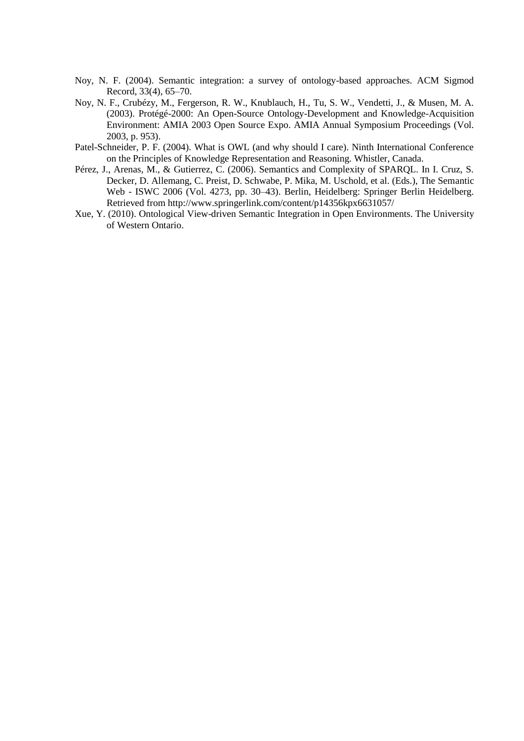Noy, N. F. (2004). Semantic integration: a survey of ontology-based approaches. ACM Sigmod Record, 33(4), 65–70.

Noy, N. F., Crubézy, M., Fergerson, R. W., Knublauch, H., Tu, S. W., Vendetti, J., & Musen, M. A. (2003). Protégé-2000: An Open-Source Ontology-Development and Knowledge-Acquisition Environment: AMIA 2003 Open Source Expo. AMIA Annual Symposium Proceedings (Vol. 2003, p. 953).

Patel-Schneider, P. F. (2004). What is OWL (and why should I care). Ninth International Conference on the Principles of Knowledge Representation and Reasoning. Whistler, Canada.

Pérez, J., Arenas, M., & Gutierrez, C. (2006). Semantics and Complexity of SPARQL. In I. Cruz, S. Decker, D. Allemang, C. Preist, D. Schwabe, P. Mika, M. Uschold, et al. (Eds.), The Semantic Web - ISWC 2006 (Vol. 4273, pp. 30–43). Berlin, Heidelberg: Springer Berlin Heidelberg. Retrieved from http://www.springerlink.com/content/p14356kpx6631057/

Xue, Y. (2010). Ontological View-driven Semantic Integration in Open Environments. The University of Western Ontario.